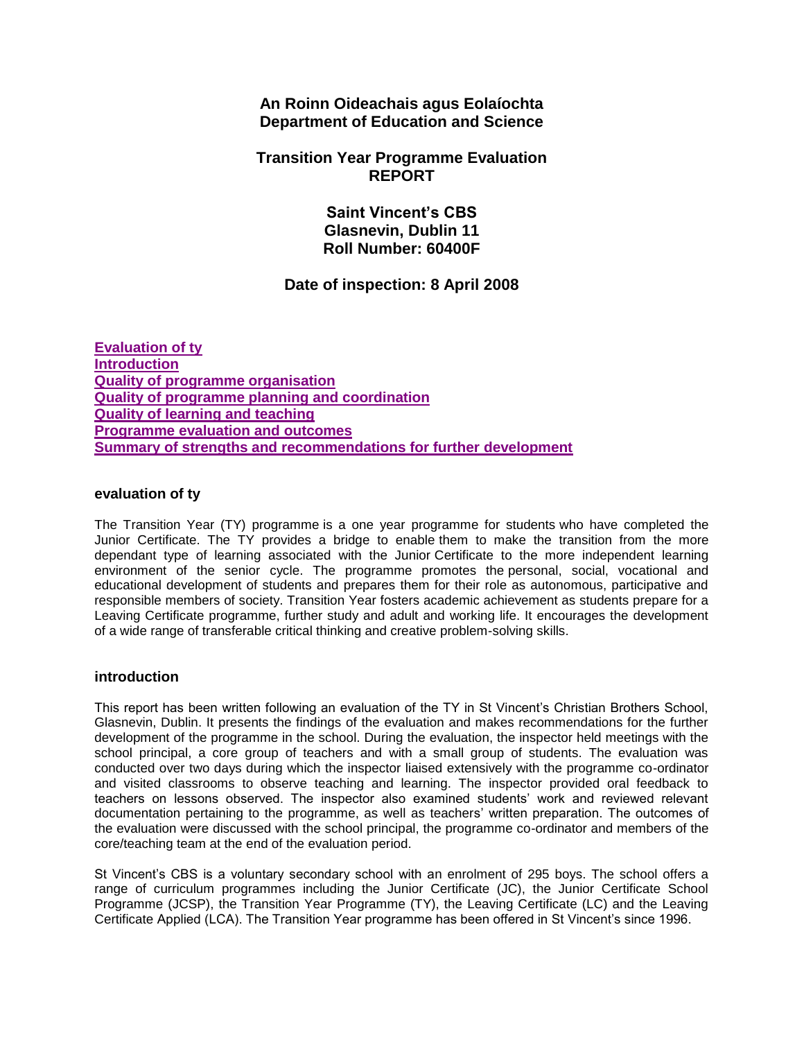**An Roinn Oideachais agus Eolaíochta**
**Department of Education and Science**

# Transition Year Programme Evaluation REPORT

## Saint Vincent's CBS
## Glasnevin, Dublin 11
## Roll Number: 60400F

### Date of inspection: 8 April 2008

- Evaluation of ty
- Introduction
- Quality of programme organisation
- Quality of programme planning and coordination
- Quality of learning and teaching
- Programme evaluation and outcomes
- Summary of strengths and recommendations for further development

## evaluation of ty

The Transition Year (TY) programme is a one year programme for students who have completed the Junior Certificate. The TY provides a bridge to enable them to make the transition from the more dependant type of learning associated with the Junior Certificate to the more independent learning environment of the senior cycle. The programme promotes the personal, social, vocational and educational development of students and prepares them for their role as autonomous, participative and responsible members of society. Transition Year fosters academic achievement as students prepare for a Leaving Certificate programme, further study and adult and working life. It encourages the development of a wide range of transferable critical thinking and creative problem-solving skills.

## introduction

This report has been written following an evaluation of the TY in St Vincent's Christian Brothers School, Glasnevin, Dublin. It presents the findings of the evaluation and makes recommendations for the further development of the programme in the school. During the evaluation, the inspector held meetings with the school principal, a core group of teachers and with a small group of students. The evaluation was conducted over two days during which the inspector liaised extensively with the programme co-ordinator and visited classrooms to observe teaching and learning. The inspector provided oral feedback to teachers on lessons observed. The inspector also examined students' work and reviewed relevant documentation pertaining to the programme, as well as teachers' written preparation. The outcomes of the evaluation were discussed with the school principal, the programme co-ordinator and members of the core/teaching team at the end of the evaluation period.

St Vincent's CBS is a voluntary secondary school with an enrolment of 295 boys. The school offers a range of curriculum programmes including the Junior Certificate (JC), the Junior Certificate School Programme (JCSP), the Transition Year Programme (TY), the Leaving Certificate (LC) and the Leaving Certificate Applied (LCA). The Transition Year programme has been offered in St Vincent's since 1996.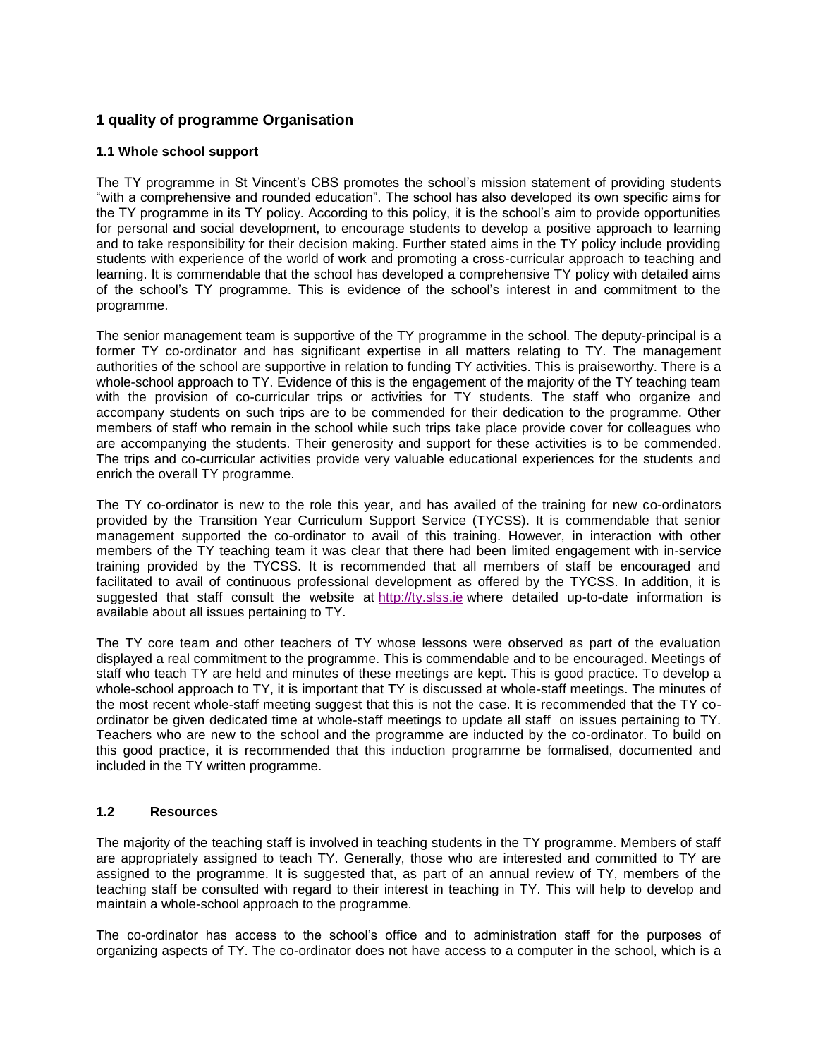## 1 quality of programme Organisation

### 1.1 Whole school support

The TY programme in St Vincent's CBS promotes the school's mission statement of providing students "with a comprehensive and rounded education". The school has also developed its own specific aims for the TY programme in its TY policy. According to this policy, it is the school's aim to provide opportunities for personal and social development, to encourage students to develop a positive approach to learning and to take responsibility for their decision making. Further stated aims in the TY policy include providing students with experience of the world of work and promoting a cross-curricular approach to teaching and learning. It is commendable that the school has developed a comprehensive TY policy with detailed aims of the school's TY programme. This is evidence of the school's interest in and commitment to the programme.

The senior management team is supportive of the TY programme in the school. The deputy-principal is a former TY co-ordinator and has significant expertise in all matters relating to TY. The management authorities of the school are supportive in relation to funding TY activities. This is praiseworthy. There is a whole-school approach to TY. Evidence of this is the engagement of the majority of the TY teaching team with the provision of co-curricular trips or activities for TY students. The staff who organize and accompany students on such trips are to be commended for their dedication to the programme. Other members of staff who remain in the school while such trips take place provide cover for colleagues who are accompanying the students. Their generosity and support for these activities is to be commended. The trips and co-curricular activities provide very valuable educational experiences for the students and enrich the overall TY programme.

The TY co-ordinator is new to the role this year, and has availed of the training for new co-ordinators provided by the Transition Year Curriculum Support Service (TYCSS). It is commendable that senior management supported the co-ordinator to avail of this training. However, in interaction with other members of the TY teaching team it was clear that there had been limited engagement with in-service training provided by the TYCSS. It is recommended that all members of staff be encouraged and facilitated to avail of continuous professional development as offered by the TYCSS. In addition, it is suggested that staff consult the website at http://ty.slss.ie where detailed up-to-date information is available about all issues pertaining to TY.

The TY core team and other teachers of TY whose lessons were observed as part of the evaluation displayed a real commitment to the programme. This is commendable and to be encouraged. Meetings of staff who teach TY are held and minutes of these meetings are kept. This is good practice. To develop a whole-school approach to TY, it is important that TY is discussed at whole-staff meetings. The minutes of the most recent whole-staff meeting suggest that this is not the case. It is recommended that the TY co-ordinator be given dedicated time at whole-staff meetings to update all staff on issues pertaining to TY. Teachers who are new to the school and the programme are inducted by the co-ordinator. To build on this good practice, it is recommended that this induction programme be formalised, documented and included in the TY written programme.

### 1.2 Resources

The majority of the teaching staff is involved in teaching students in the TY programme. Members of staff are appropriately assigned to teach TY. Generally, those who are interested and committed to TY are assigned to the programme. It is suggested that, as part of an annual review of TY, members of the teaching staff be consulted with regard to their interest in teaching in TY. This will help to develop and maintain a whole-school approach to the programme.

The co-ordinator has access to the school's office and to administration staff for the purposes of organizing aspects of TY. The co-ordinator does not have access to a computer in the school, which is a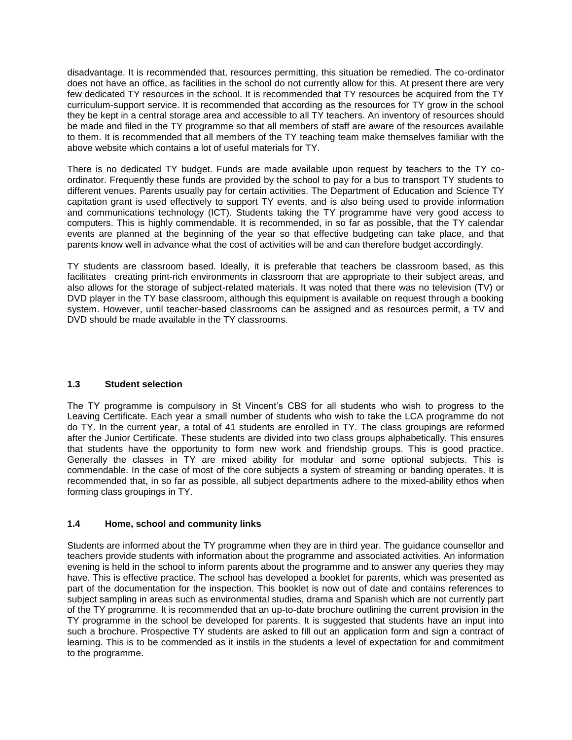disadvantage. It is recommended that, resources permitting, this situation be remedied. The co-ordinator does not have an office, as facilities in the school do not currently allow for this. At present there are very few dedicated TY resources in the school. It is recommended that TY resources be acquired from the TY curriculum-support service. It is recommended that according as the resources for TY grow in the school they be kept in a central storage area and accessible to all TY teachers. An inventory of resources should be made and filed in the TY programme so that all members of staff are aware of the resources available to them. It is recommended that all members of the TY teaching team make themselves familiar with the above website which contains a lot of useful materials for TY.

There is no dedicated TY budget. Funds are made available upon request by teachers to the TY co-ordinator. Frequently these funds are provided by the school to pay for a bus to transport TY students to different venues. Parents usually pay for certain activities. The Department of Education and Science TY capitation grant is used effectively to support TY events, and is also being used to provide information and communications technology (ICT). Students taking the TY programme have very good access to computers. This is highly commendable. It is recommended, in so far as possible, that the TY calendar events are planned at the beginning of the year so that effective budgeting can take place, and that parents know well in advance what the cost of activities will be and can therefore budget accordingly.

TY students are classroom based. Ideally, it is preferable that teachers be classroom based, as this facilitates creating print-rich environments in classroom that are appropriate to their subject areas, and also allows for the storage of subject-related materials. It was noted that there was no television (TV) or DVD player in the TY base classroom, although this equipment is available on request through a booking system. However, until teacher-based classrooms can be assigned and as resources permit, a TV and DVD should be made available in the TY classrooms.

### 1.3 Student selection

The TY programme is compulsory in St Vincent's CBS for all students who wish to progress to the Leaving Certificate. Each year a small number of students who wish to take the LCA programme do not do TY. In the current year, a total of 41 students are enrolled in TY. The class groupings are reformed after the Junior Certificate. These students are divided into two class groups alphabetically. This ensures that students have the opportunity to form new work and friendship groups. This is good practice. Generally the classes in TY are mixed ability for modular and some optional subjects. This is commendable. In the case of most of the core subjects a system of streaming or banding operates. It is recommended that, in so far as possible, all subject departments adhere to the mixed-ability ethos when forming class groupings in TY.

### 1.4 Home, school and community links

Students are informed about the TY programme when they are in third year. The guidance counsellor and teachers provide students with information about the programme and associated activities. An information evening is held in the school to inform parents about the programme and to answer any queries they may have. This is effective practice. The school has developed a booklet for parents, which was presented as part of the documentation for the inspection. This booklet is now out of date and contains references to subject sampling in areas such as environmental studies, drama and Spanish which are not currently part of the TY programme. It is recommended that an up-to-date brochure outlining the current provision in the TY programme in the school be developed for parents. It is suggested that students have an input into such a brochure. Prospective TY students are asked to fill out an application form and sign a contract of learning. This is to be commended as it instils in the students a level of expectation for and commitment to the programme.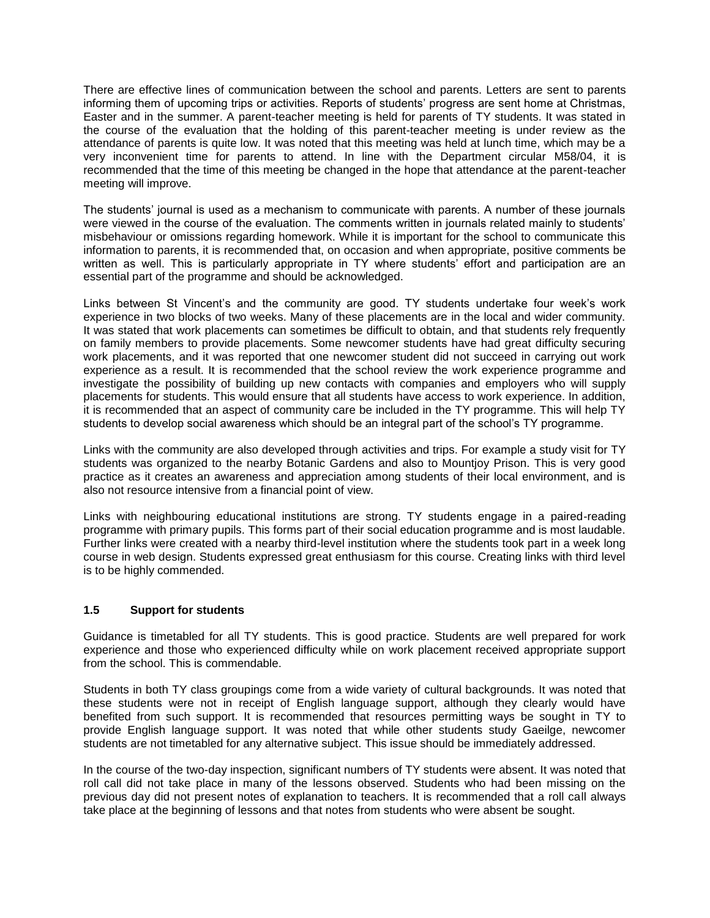There are effective lines of communication between the school and parents. Letters are sent to parents informing them of upcoming trips or activities. Reports of students' progress are sent home at Christmas, Easter and in the summer. A parent-teacher meeting is held for parents of TY students. It was stated in the course of the evaluation that the holding of this parent-teacher meeting is under review as the attendance of parents is quite low. It was noted that this meeting was held at lunch time, which may be a very inconvenient time for parents to attend. In line with the Department circular M58/04, it is recommended that the time of this meeting be changed in the hope that attendance at the parent-teacher meeting will improve.

The students' journal is used as a mechanism to communicate with parents. A number of these journals were viewed in the course of the evaluation. The comments written in journals related mainly to students' misbehaviour or omissions regarding homework. While it is important for the school to communicate this information to parents, it is recommended that, on occasion and when appropriate, positive comments be written as well. This is particularly appropriate in TY where students' effort and participation are an essential part of the programme and should be acknowledged.

Links between St Vincent's and the community are good. TY students undertake four week's work experience in two blocks of two weeks. Many of these placements are in the local and wider community. It was stated that work placements can sometimes be difficult to obtain, and that students rely frequently on family members to provide placements. Some newcomer students have had great difficulty securing work placements, and it was reported that one newcomer student did not succeed in carrying out work experience as a result. It is recommended that the school review the work experience programme and investigate the possibility of building up new contacts with companies and employers who will supply placements for students. This would ensure that all students have access to work experience. In addition, it is recommended that an aspect of community care be included in the TY programme. This will help TY students to develop social awareness which should be an integral part of the school's TY programme.

Links with the community are also developed through activities and trips. For example a study visit for TY students was organized to the nearby Botanic Gardens and also to Mountjoy Prison. This is very good practice as it creates an awareness and appreciation among students of their local environment, and is also not resource intensive from a financial point of view.

Links with neighbouring educational institutions are strong. TY students engage in a paired-reading programme with primary pupils. This forms part of their social education programme and is most laudable. Further links were created with a nearby third-level institution where the students took part in a week long course in web design. Students expressed great enthusiasm for this course. Creating links with third level is to be highly commended.

### 1.5 Support for students

Guidance is timetabled for all TY students. This is good practice. Students are well prepared for work experience and those who experienced difficulty while on work placement received appropriate support from the school. This is commendable.

Students in both TY class groupings come from a wide variety of cultural backgrounds. It was noted that these students were not in receipt of English language support, although they clearly would have benefited from such support. It is recommended that resources permitting ways be sought in TY to provide English language support. It was noted that while other students study Gaeilge, newcomer students are not timetabled for any alternative subject. This issue should be immediately addressed.

In the course of the two-day inspection, significant numbers of TY students were absent. It was noted that roll call did not take place in many of the lessons observed. Students who had been missing on the previous day did not present notes of explanation to teachers. It is recommended that a roll call always take place at the beginning of lessons and that notes from students who were absent be sought.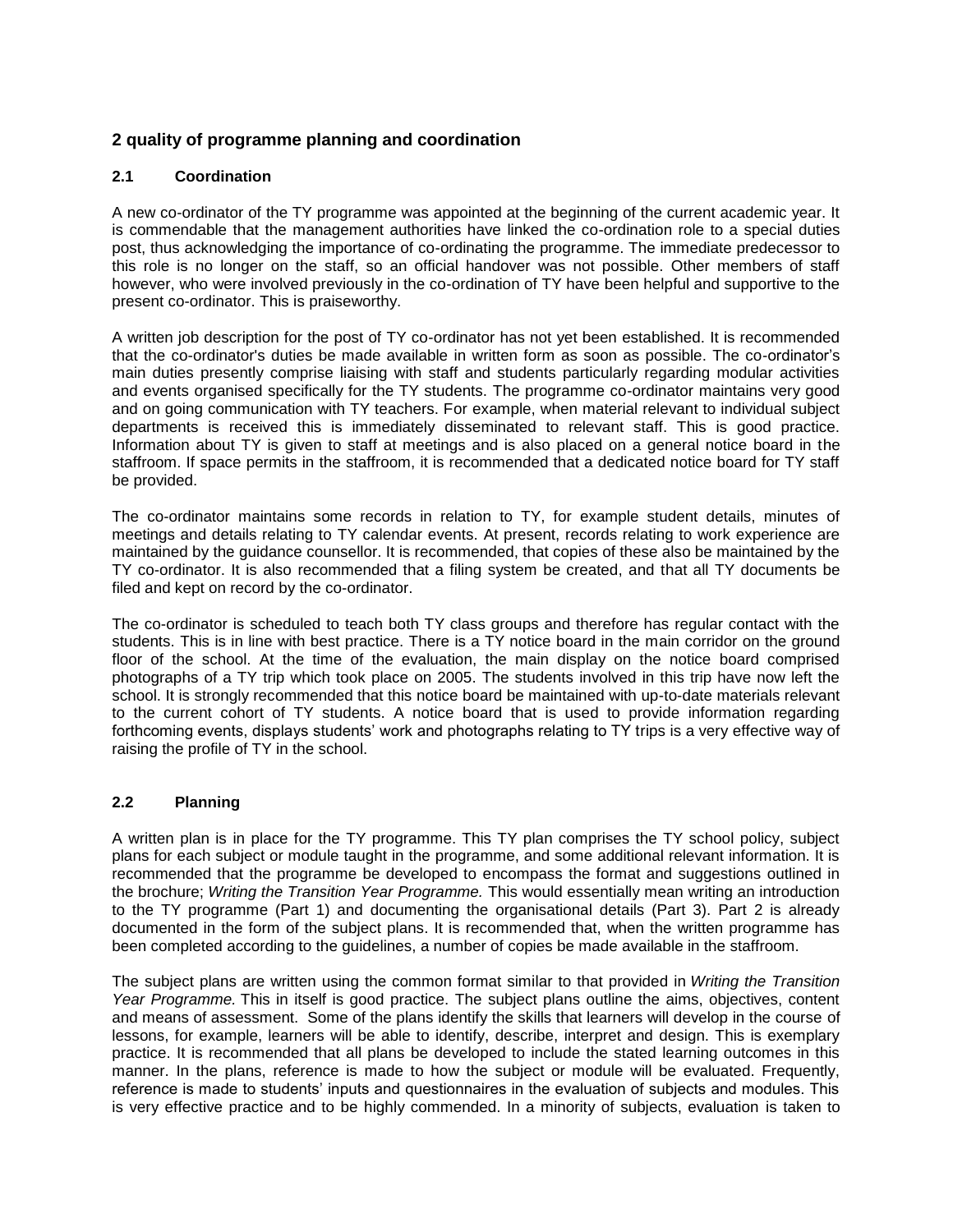## 2 quality of programme planning and coordination

### 2.1 Coordination

A new co-ordinator of the TY programme was appointed at the beginning of the current academic year. It is commendable that the management authorities have linked the co-ordination role to a special duties post, thus acknowledging the importance of co-ordinating the programme. The immediate predecessor to this role is no longer on the staff, so an official handover was not possible. Other members of staff however, who were involved previously in the co-ordination of TY have been helpful and supportive to the present co-ordinator. This is praiseworthy.

A written job description for the post of TY co-ordinator has not yet been established. It is recommended that the co-ordinator's duties be made available in written form as soon as possible. The co-ordinator's main duties presently comprise liaising with staff and students particularly regarding modular activities and events organised specifically for the TY students. The programme co-ordinator maintains very good and on going communication with TY teachers. For example, when material relevant to individual subject departments is received this is immediately disseminated to relevant staff. This is good practice. Information about TY is given to staff at meetings and is also placed on a general notice board in the staffroom. If space permits in the staffroom, it is recommended that a dedicated notice board for TY staff be provided.

The co-ordinator maintains some records in relation to TY, for example student details, minutes of meetings and details relating to TY calendar events. At present, records relating to work experience are maintained by the guidance counsellor. It is recommended, that copies of these also be maintained by the TY co-ordinator. It is also recommended that a filing system be created, and that all TY documents be filed and kept on record by the co-ordinator.

The co-ordinator is scheduled to teach both TY class groups and therefore has regular contact with the students. This is in line with best practice. There is a TY notice board in the main corridor on the ground floor of the school. At the time of the evaluation, the main display on the notice board comprised photographs of a TY trip which took place on 2005. The students involved in this trip have now left the school. It is strongly recommended that this notice board be maintained with up-to-date materials relevant to the current cohort of TY students. A notice board that is used to provide information regarding forthcoming events, displays students' work and photographs relating to TY trips is a very effective way of raising the profile of TY in the school.

### 2.2 Planning

A written plan is in place for the TY programme. This TY plan comprises the TY school policy, subject plans for each subject or module taught in the programme, and some additional relevant information. It is recommended that the programme be developed to encompass the format and suggestions outlined in the brochure; *Writing the Transition Year Programme.* This would essentially mean writing an introduction to the TY programme (Part 1) and documenting the organisational details (Part 3). Part 2 is already documented in the form of the subject plans. It is recommended that, when the written programme has been completed according to the guidelines, a number of copies be made available in the staffroom.

The subject plans are written using the common format similar to that provided in *Writing the Transition Year Programme.* This in itself is good practice. The subject plans outline the aims, objectives, content and means of assessment. Some of the plans identify the skills that learners will develop in the course of lessons, for example, learners will be able to identify, describe, interpret and design. This is exemplary practice. It is recommended that all plans be developed to include the stated learning outcomes in this manner. In the plans, reference is made to how the subject or module will be evaluated. Frequently, reference is made to students' inputs and questionnaires in the evaluation of subjects and modules. This is very effective practice and to be highly commended. In a minority of subjects, evaluation is taken to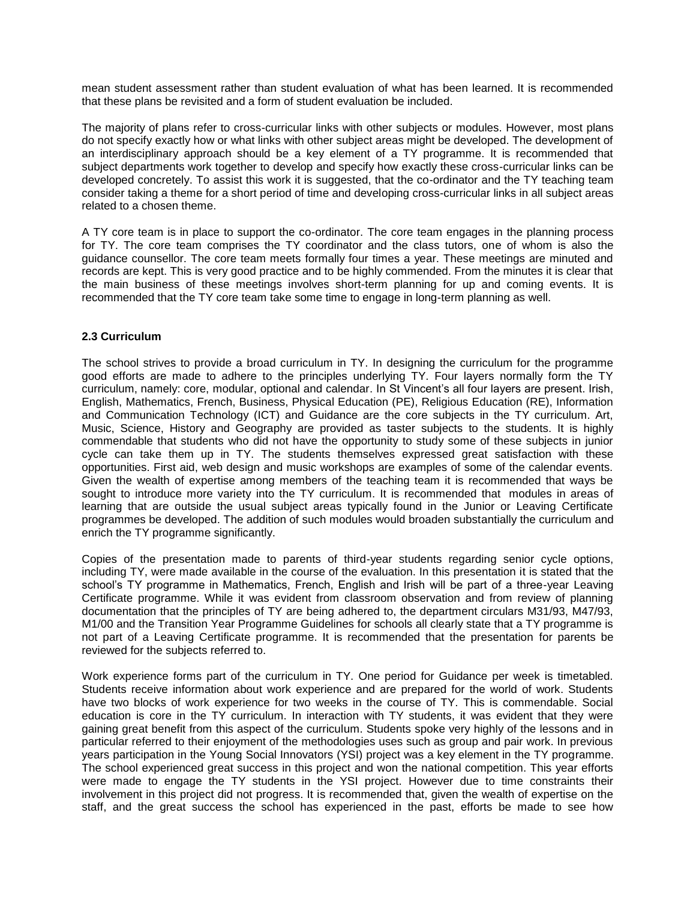mean student assessment rather than student evaluation of what has been learned. It is recommended that these plans be revisited and a form of student evaluation be included.

The majority of plans refer to cross-curricular links with other subjects or modules. However, most plans do not specify exactly how or what links with other subject areas might be developed. The development of an interdisciplinary approach should be a key element of a TY programme. It is recommended that subject departments work together to develop and specify how exactly these cross-curricular links can be developed concretely. To assist this work it is suggested, that the co-ordinator and the TY teaching team consider taking a theme for a short period of time and developing cross-curricular links in all subject areas related to a chosen theme.

A TY core team is in place to support the co-ordinator. The core team engages in the planning process for TY. The core team comprises the TY coordinator and the class tutors, one of whom is also the guidance counsellor. The core team meets formally four times a year. These meetings are minuted and records are kept. This is very good practice and to be highly commended. From the minutes it is clear that the main business of these meetings involves short-term planning for up and coming events. It is recommended that the TY core team take some time to engage in long-term planning as well.

### 2.3 Curriculum

The school strives to provide a broad curriculum in TY. In designing the curriculum for the programme good efforts are made to adhere to the principles underlying TY. Four layers normally form the TY curriculum, namely: core, modular, optional and calendar. In St Vincent's all four layers are present. Irish, English, Mathematics, French, Business, Physical Education (PE), Religious Education (RE), Information and Communication Technology (ICT) and Guidance are the core subjects in the TY curriculum. Art, Music, Science, History and Geography are provided as taster subjects to the students. It is highly commendable that students who did not have the opportunity to study some of these subjects in junior cycle can take them up in TY. The students themselves expressed great satisfaction with these opportunities. First aid, web design and music workshops are examples of some of the calendar events. Given the wealth of expertise among members of the teaching team it is recommended that ways be sought to introduce more variety into the TY curriculum. It is recommended that modules in areas of learning that are outside the usual subject areas typically found in the Junior or Leaving Certificate programmes be developed. The addition of such modules would broaden substantially the curriculum and enrich the TY programme significantly.

Copies of the presentation made to parents of third-year students regarding senior cycle options, including TY, were made available in the course of the evaluation. In this presentation it is stated that the school's TY programme in Mathematics, French, English and Irish will be part of a three-year Leaving Certificate programme. While it was evident from classroom observation and from review of planning documentation that the principles of TY are being adhered to, the department circulars M31/93, M47/93, M1/00 and the Transition Year Programme Guidelines for schools all clearly state that a TY programme is not part of a Leaving Certificate programme. It is recommended that the presentation for parents be reviewed for the subjects referred to.

Work experience forms part of the curriculum in TY. One period for Guidance per week is timetabled. Students receive information about work experience and are prepared for the world of work. Students have two blocks of work experience for two weeks in the course of TY. This is commendable. Social education is core in the TY curriculum. In interaction with TY students, it was evident that they were gaining great benefit from this aspect of the curriculum. Students spoke very highly of the lessons and in particular referred to their enjoyment of the methodologies uses such as group and pair work. In previous years participation in the Young Social Innovators (YSI) project was a key element in the TY programme. The school experienced great success in this project and won the national competition. This year efforts were made to engage the TY students in the YSI project. However due to time constraints their involvement in this project did not progress. It is recommended that, given the wealth of expertise on the staff, and the great success the school has experienced in the past, efforts be made to see how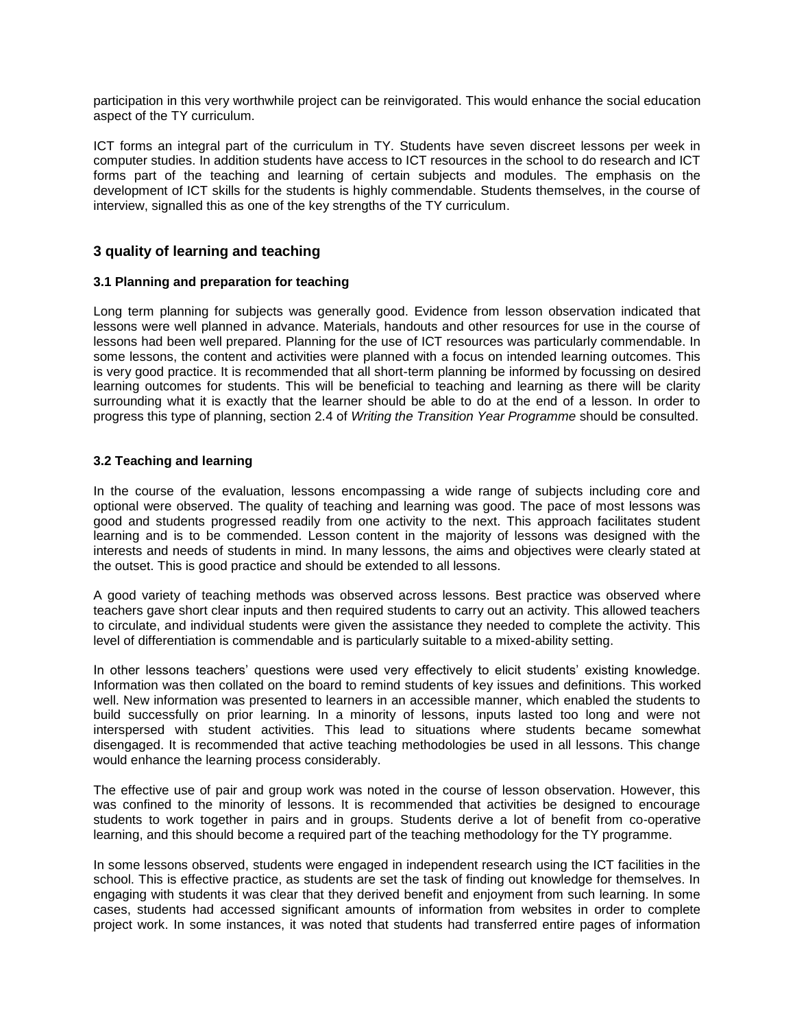participation in this very worthwhile project can be reinvigorated. This would enhance the social education aspect of the TY curriculum.

ICT forms an integral part of the curriculum in TY. Students have seven discreet lessons per week in computer studies. In addition students have access to ICT resources in the school to do research and ICT forms part of the teaching and learning of certain subjects and modules. The emphasis on the development of ICT skills for the students is highly commendable. Students themselves, in the course of interview, signalled this as one of the key strengths of the TY curriculum.

## 3 quality of learning and teaching

### 3.1 Planning and preparation for teaching

Long term planning for subjects was generally good. Evidence from lesson observation indicated that lessons were well planned in advance. Materials, handouts and other resources for use in the course of lessons had been well prepared. Planning for the use of ICT resources was particularly commendable. In some lessons, the content and activities were planned with a focus on intended learning outcomes. This is very good practice. It is recommended that all short-term planning be informed by focussing on desired learning outcomes for students. This will be beneficial to teaching and learning as there will be clarity surrounding what it is exactly that the learner should be able to do at the end of a lesson. In order to progress this type of planning, section 2.4 of *Writing the Transition Year Programme* should be consulted.

### 3.2 Teaching and learning

In the course of the evaluation, lessons encompassing a wide range of subjects including core and optional were observed. The quality of teaching and learning was good. The pace of most lessons was good and students progressed readily from one activity to the next. This approach facilitates student learning and is to be commended. Lesson content in the majority of lessons was designed with the interests and needs of students in mind. In many lessons, the aims and objectives were clearly stated at the outset. This is good practice and should be extended to all lessons.

A good variety of teaching methods was observed across lessons. Best practice was observed where teachers gave short clear inputs and then required students to carry out an activity. This allowed teachers to circulate, and individual students were given the assistance they needed to complete the activity. This level of differentiation is commendable and is particularly suitable to a mixed-ability setting.

In other lessons teachers' questions were used very effectively to elicit students' existing knowledge. Information was then collated on the board to remind students of key issues and definitions. This worked well. New information was presented to learners in an accessible manner, which enabled the students to build successfully on prior learning. In a minority of lessons, inputs lasted too long and were not interspersed with student activities. This lead to situations where students became somewhat disengaged. It is recommended that active teaching methodologies be used in all lessons. This change would enhance the learning process considerably.

The effective use of pair and group work was noted in the course of lesson observation. However, this was confined to the minority of lessons. It is recommended that activities be designed to encourage students to work together in pairs and in groups. Students derive a lot of benefit from co-operative learning, and this should become a required part of the teaching methodology for the TY programme.

In some lessons observed, students were engaged in independent research using the ICT facilities in the school. This is effective practice, as students are set the task of finding out knowledge for themselves. In engaging with students it was clear that they derived benefit and enjoyment from such learning. In some cases, students had accessed significant amounts of information from websites in order to complete project work. In some instances, it was noted that students had transferred entire pages of information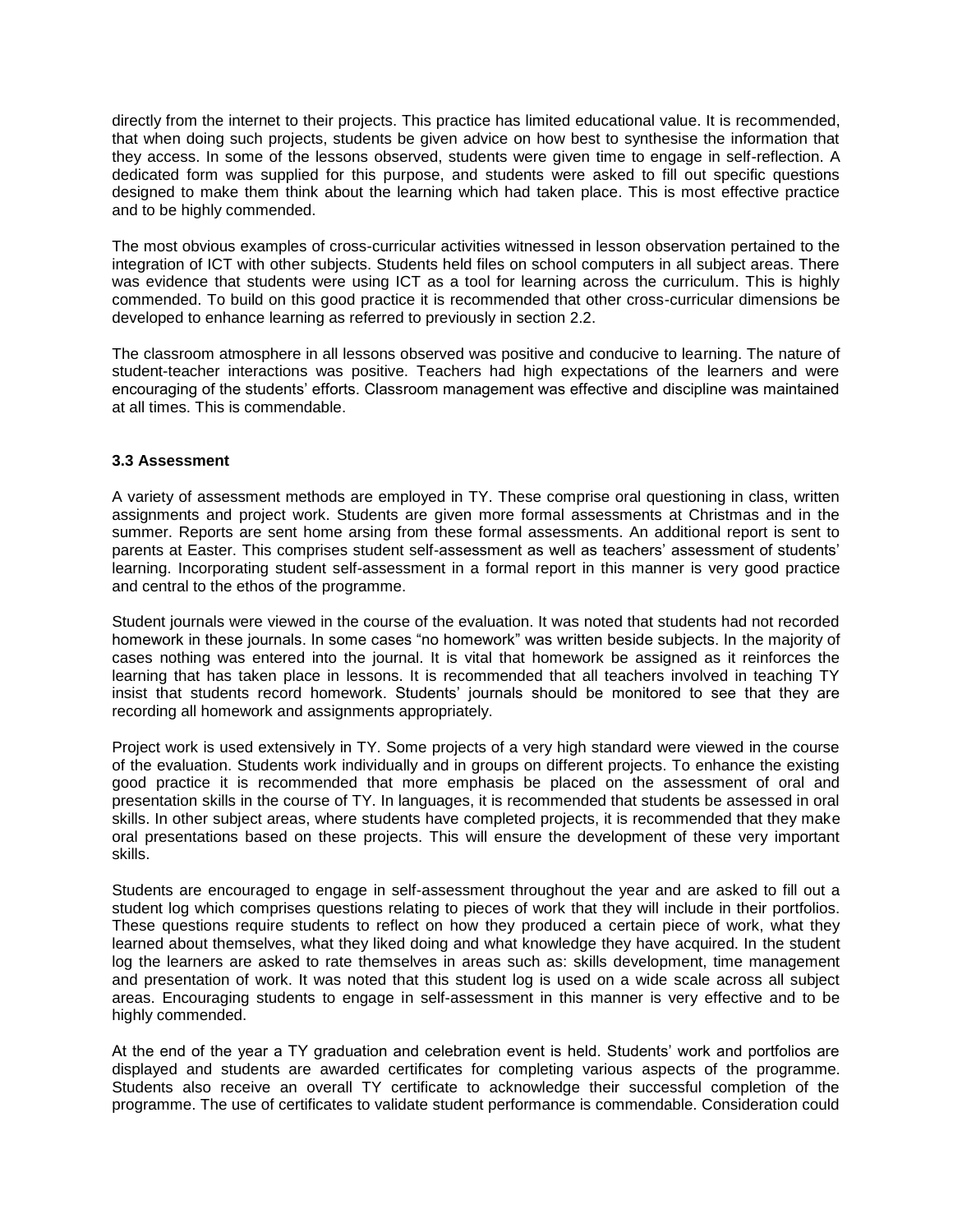directly from the internet to their projects. This practice has limited educational value. It is recommended, that when doing such projects, students be given advice on how best to synthesise the information that they access. In some of the lessons observed, students were given time to engage in self-reflection. A dedicated form was supplied for this purpose, and students were asked to fill out specific questions designed to make them think about the learning which had taken place. This is most effective practice and to be highly commended.

The most obvious examples of cross-curricular activities witnessed in lesson observation pertained to the integration of ICT with other subjects. Students held files on school computers in all subject areas. There was evidence that students were using ICT as a tool for learning across the curriculum. This is highly commended. To build on this good practice it is recommended that other cross-curricular dimensions be developed to enhance learning as referred to previously in section 2.2.

The classroom atmosphere in all lessons observed was positive and conducive to learning. The nature of student-teacher interactions was positive. Teachers had high expectations of the learners and were encouraging of the students' efforts. Classroom management was effective and discipline was maintained at all times. This is commendable.

### 3.3 Assessment

A variety of assessment methods are employed in TY. These comprise oral questioning in class, written assignments and project work. Students are given more formal assessments at Christmas and in the summer. Reports are sent home arsing from these formal assessments. An additional report is sent to parents at Easter. This comprises student self-assessment as well as teachers' assessment of students' learning. Incorporating student self-assessment in a formal report in this manner is very good practice and central to the ethos of the programme.

Student journals were viewed in the course of the evaluation. It was noted that students had not recorded homework in these journals. In some cases "no homework" was written beside subjects. In the majority of cases nothing was entered into the journal. It is vital that homework be assigned as it reinforces the learning that has taken place in lessons. It is recommended that all teachers involved in teaching TY insist that students record homework. Students' journals should be monitored to see that they are recording all homework and assignments appropriately.

Project work is used extensively in TY. Some projects of a very high standard were viewed in the course of the evaluation. Students work individually and in groups on different projects. To enhance the existing good practice it is recommended that more emphasis be placed on the assessment of oral and presentation skills in the course of TY. In languages, it is recommended that students be assessed in oral skills. In other subject areas, where students have completed projects, it is recommended that they make oral presentations based on these projects. This will ensure the development of these very important skills.

Students are encouraged to engage in self-assessment throughout the year and are asked to fill out a student log which comprises questions relating to pieces of work that they will include in their portfolios. These questions require students to reflect on how they produced a certain piece of work, what they learned about themselves, what they liked doing and what knowledge they have acquired. In the student log the learners are asked to rate themselves in areas such as: skills development, time management and presentation of work. It was noted that this student log is used on a wide scale across all subject areas. Encouraging students to engage in self-assessment in this manner is very effective and to be highly commended.

At the end of the year a TY graduation and celebration event is held. Students' work and portfolios are displayed and students are awarded certificates for completing various aspects of the programme. Students also receive an overall TY certificate to acknowledge their successful completion of the programme. The use of certificates to validate student performance is commendable. Consideration could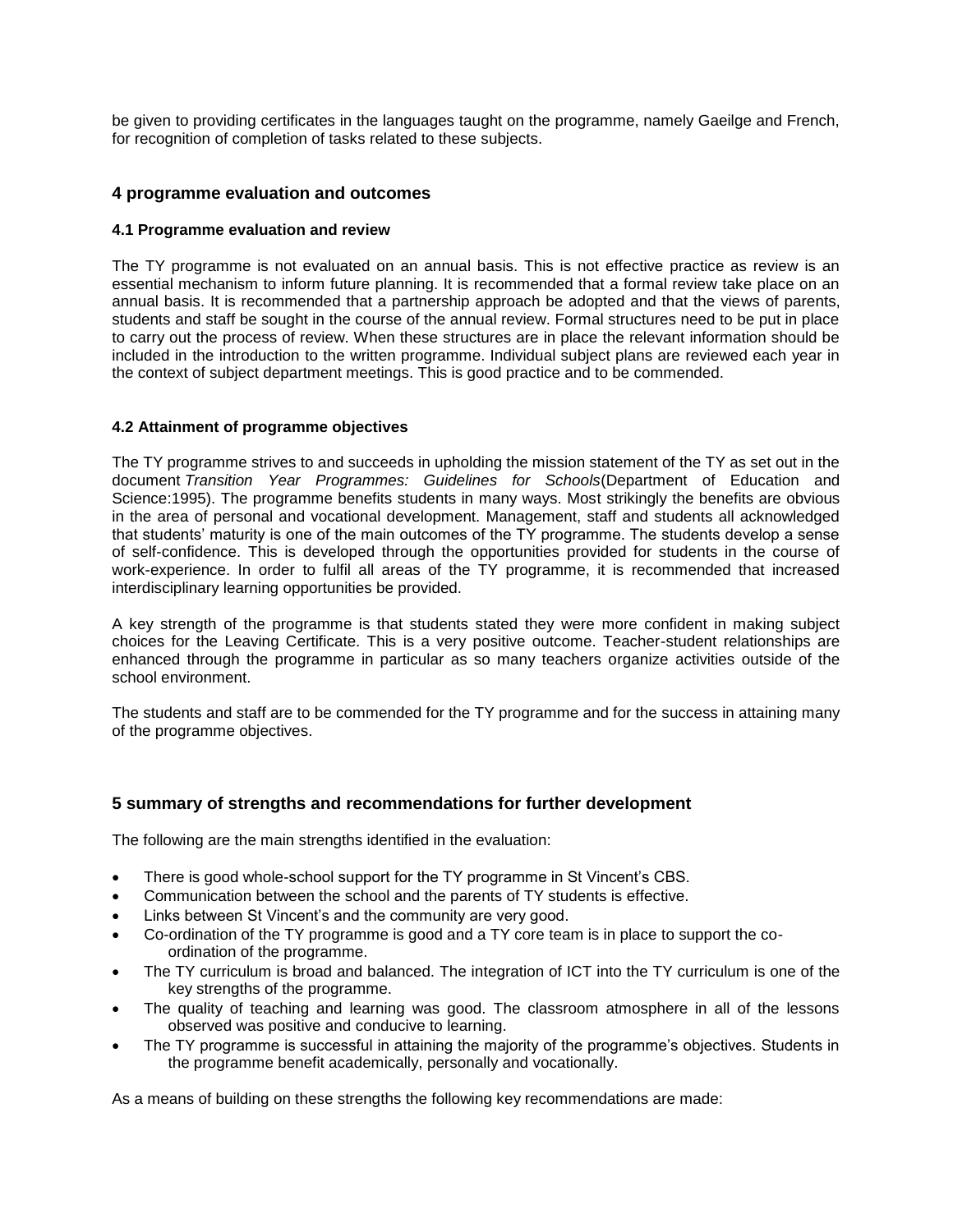be given to providing certificates in the languages taught on the programme, namely Gaeilge and French, for recognition of completion of tasks related to these subjects.

## 4 programme evaluation and outcomes

### 4.1 Programme evaluation and review

The TY programme is not evaluated on an annual basis. This is not effective practice as review is an essential mechanism to inform future planning. It is recommended that a formal review take place on an annual basis. It is recommended that a partnership approach be adopted and that the views of parents, students and staff be sought in the course of the annual review. Formal structures need to be put in place to carry out the process of review. When these structures are in place the relevant information should be included in the introduction to the written programme. Individual subject plans are reviewed each year in the context of subject department meetings. This is good practice and to be commended.

### 4.2 Attainment of programme objectives

The TY programme strives to and succeeds in upholding the mission statement of the TY as set out in the document *Transition Year Programmes: Guidelines for Schools*(Department of Education and Science:1995). The programme benefits students in many ways. Most strikingly the benefits are obvious in the area of personal and vocational development. Management, staff and students all acknowledged that students' maturity is one of the main outcomes of the TY programme. The students develop a sense of self-confidence. This is developed through the opportunities provided for students in the course of work-experience. In order to fulfil all areas of the TY programme, it is recommended that increased interdisciplinary learning opportunities be provided.

A key strength of the programme is that students stated they were more confident in making subject choices for the Leaving Certificate. This is a very positive outcome. Teacher-student relationships are enhanced through the programme in particular as so many teachers organize activities outside of the school environment.

The students and staff are to be commended for the TY programme and for the success in attaining many of the programme objectives.

## 5 summary of strengths and recommendations for further development

The following are the main strengths identified in the evaluation:

- There is good whole-school support for the TY programme in St Vincent's CBS.
- Communication between the school and the parents of TY students is effective.
- Links between St Vincent's and the community are very good.
- Co-ordination of the TY programme is good and a TY core team is in place to support the co-ordination of the programme.
- The TY curriculum is broad and balanced. The integration of ICT into the TY curriculum is one of the key strengths of the programme.
- The quality of teaching and learning was good. The classroom atmosphere in all of the lessons observed was positive and conducive to learning.
- The TY programme is successful in attaining the majority of the programme's objectives. Students in the programme benefit academically, personally and vocationally.

As a means of building on these strengths the following key recommendations are made: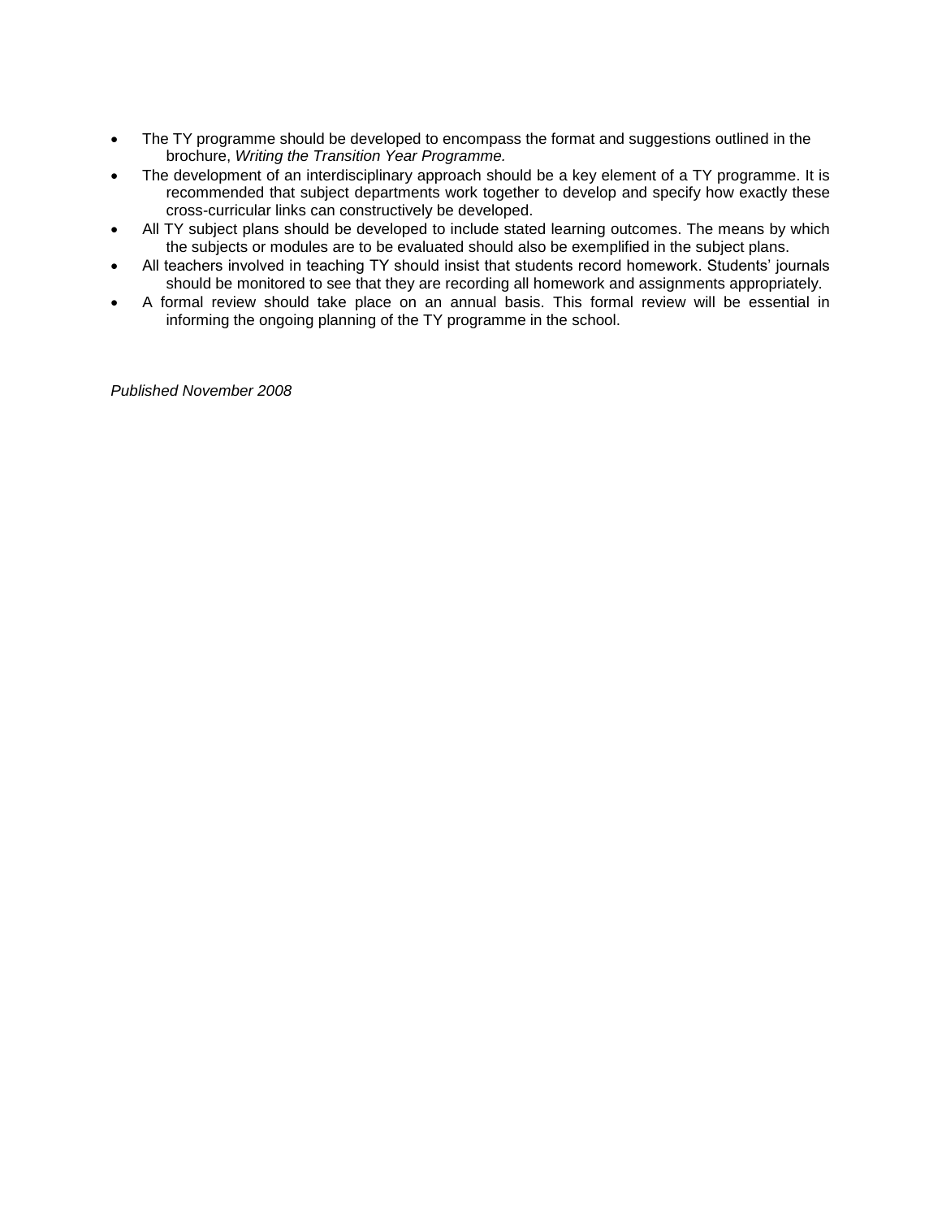- The TY programme should be developed to encompass the format and suggestions outlined in the brochure, *Writing the Transition Year Programme.*
- The development of an interdisciplinary approach should be a key element of a TY programme. It is recommended that subject departments work together to develop and specify how exactly these cross-curricular links can constructively be developed.
- All TY subject plans should be developed to include stated learning outcomes. The means by which the subjects or modules are to be evaluated should also be exemplified in the subject plans.
- All teachers involved in teaching TY should insist that students record homework. Students' journals should be monitored to see that they are recording all homework and assignments appropriately.
- A formal review should take place on an annual basis. This formal review will be essential in informing the ongoing planning of the TY programme in the school.

*Published November 2008*